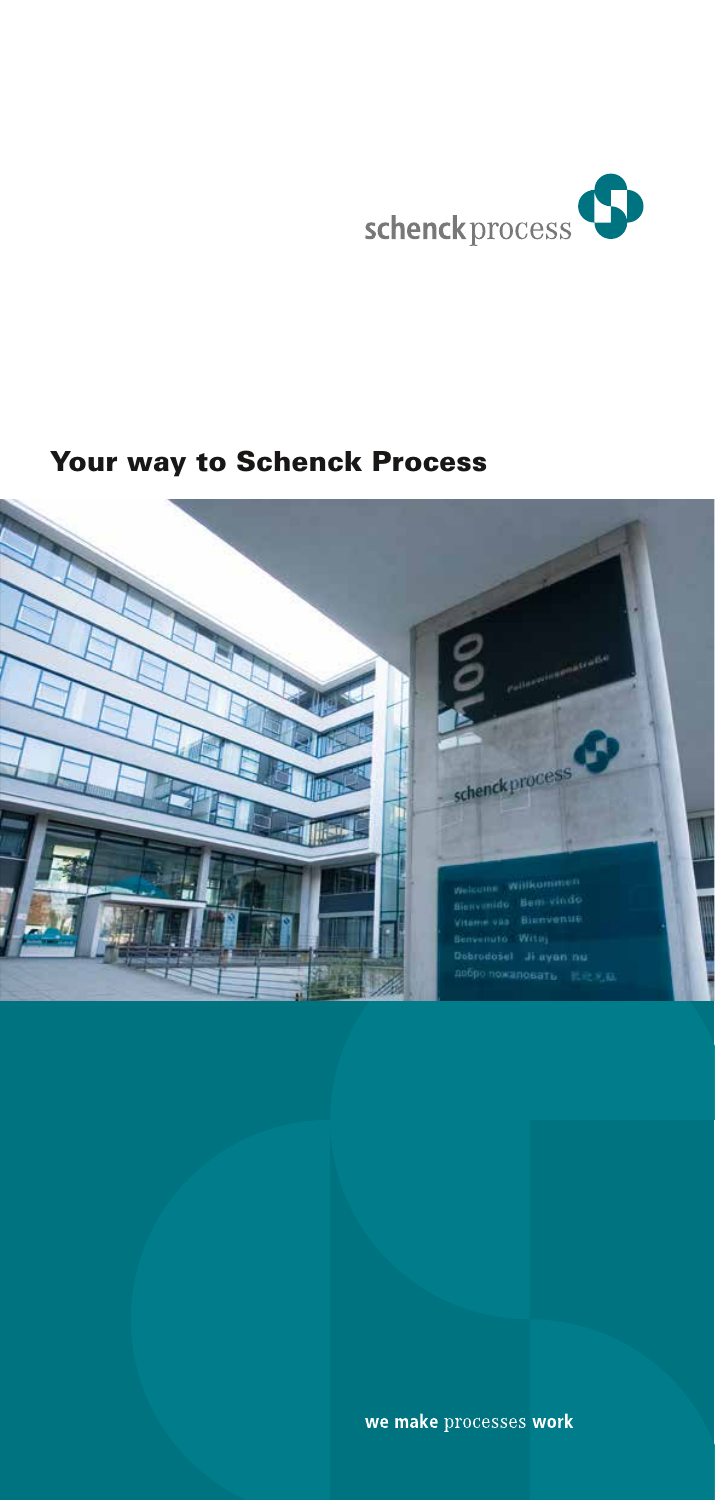schenck process

# Your way to Schenck Process

we make processes work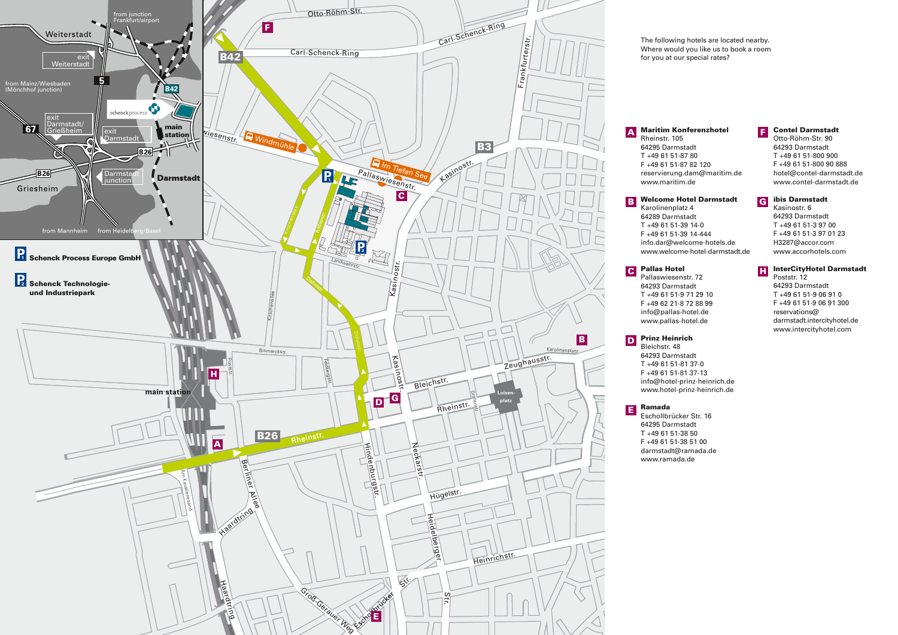P1 Schenck Process Europe GmbH

P2 Schenck Technologie- und Industriepark

The following hotels are located nearby. Where would you like us to book a room for you at our special rates?

**A Maritim Konferenzhotel**
Rheinstr. 105
64295 Darmstadt
T +49 61 51-87 80
F +49 61 51-87 82 120
reservierung.dam@maritim.de
www.maritim.de

**B Welcome Hotel Darmstadt**
Karolinenplatz 4
64289 Darmstadt
T +49 61 51-39 14-0
F +49 61 51-39 14-444
info.dar@welcome-hotels.de
www.welcome-hotel-darmstadt.de

**C Pallas Hotel**
Pallaswiesenstr. 72
64293 Darmstadt
T +49 61 51-9 71 29 10
F +49 62 21-8 72 88 99
info@pallas-hotel.de
www.pallas-hotel.de

**D Prinz Heinrich**
Bleichstr. 48
64293 Darmstadt
T +49 61 51-81 37-0
F +49 61 51-81 37-13
info@hotel-prinz-heinrich.de
www.hotel-prinz-heinrich.de

**E Ramada**
Eschollbrücker Str. 16
64295 Darmstadt
T +49 61 51-38 50
F +49 61 51-38 51 00
darmstadt@ramada.de
www.ramada.de

**F Contel Darmstadt**
Otto-Röhm-Str. 90
64293 Darmstadt
T +49 61 51-800 900
F +49 61 51-800 90 888
hotel@contel-darmstadt.de
www.contel-darmstadt.de

**G ibis Darmstadt**
Kasinostr. 6
64293 Darmstadt
T +49 61 51-3 97 00
F +49 61 51-3 97 01 23
H3287@accor.com
www.accorhotels.com

**H InterCityHotel Darmstadt**
Poststr. 12
64293 Darmstadt
T +49 61 51-9 06 91 0
F +49 61 51-9 06 91 300
reservations@darmstadt.intercityhotel.de
www.intercityhotel.com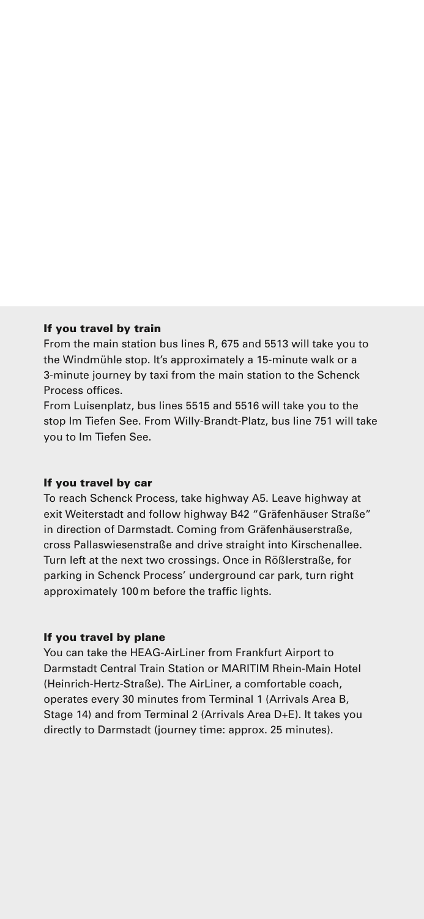### If you travel by train

From the main station bus lines R, 675 and 5513 will take you to the Windmühle stop. It's approximately a 15-minute walk or a 3-minute journey by taxi from the main station to the Schenck Process offices.

From Luisenplatz, bus lines 5515 and 5516 will take you to the stop Im Tiefen See. From Willy-Brandt-Platz, bus line 751 will take you to Im Tiefen See.

### If you travel by car

To reach Schenck Process, take highway A5. Leave highway at exit Weiterstadt and follow highway B42 "Gräfenhäuser Straße" in direction of Darmstadt. Coming from Gräfenhäuserstraße, cross Pallaswiesenstraße and drive straight into Kirschenallee. Turn left at the next two crossings. Once in Rößlerstraße, for parking in Schenck Process' underground car park, turn right approximately 100 m before the traffic lights.

### If you travel by plane

You can take the HEAG-AirLiner from Frankfurt Airport to Darmstadt Central Train Station or MARITIM Rhein-Main Hotel (Heinrich-Hertz-Straße). The AirLiner, a comfortable coach, operates every 30 minutes from Terminal 1 (Arrivals Area B, Stage 14) and from Terminal 2 (Arrivals Area D+E). It takes you directly to Darmstadt (journey time: approx. 25 minutes).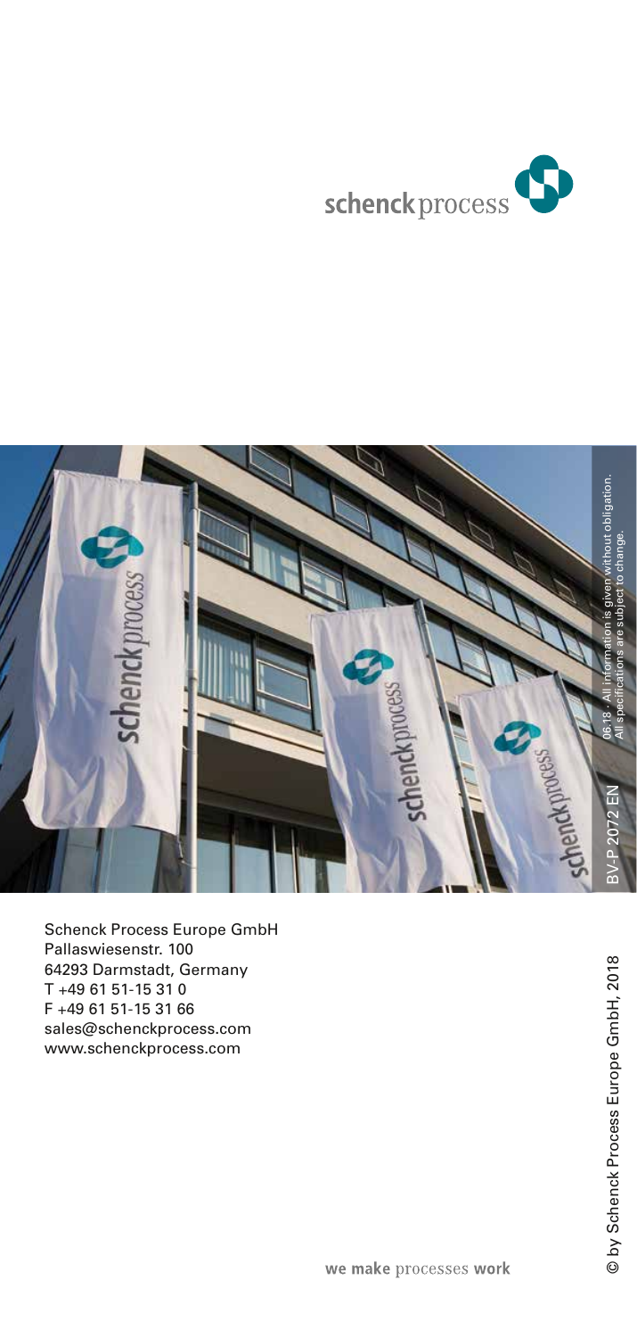Schenck Process Europe GmbH
Pallaswiesenstr. 100
64293 Darmstadt, Germany
T +49 61 51-15 31 0
F +49 61 51-15 31 66
sales@schenckprocess.com
www.schenckprocess.com

BV-P 2072 EN

06.18 · All information is given without obligation. All specifications are subject to change.

© by Schenck Process Europe GmbH, 2018

we make processes work